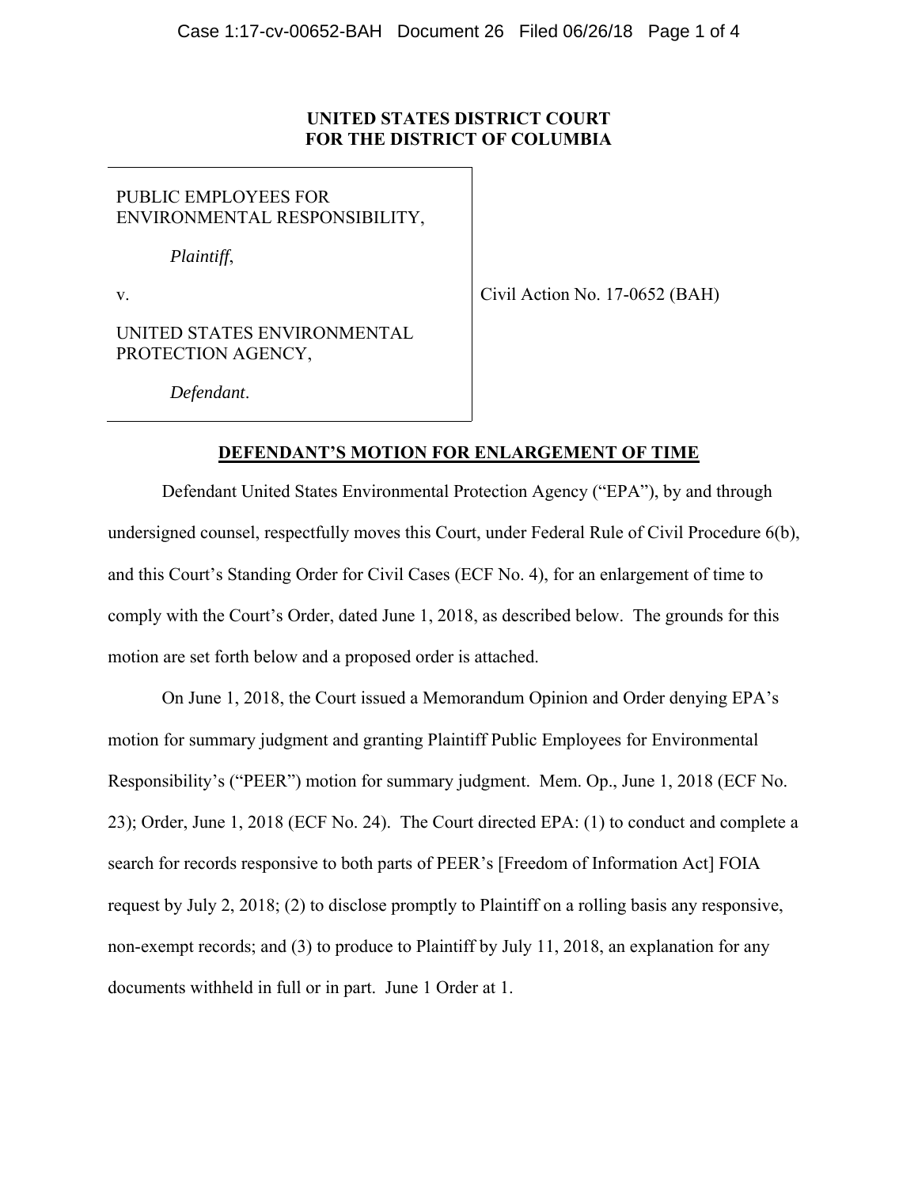**UNITED STATES DISTRICT COURT**
**FOR THE DISTRICT OF COLUMBIA**

| | |
|---|---|
| PUBLIC EMPLOYEES FOR ENVIRONMENTAL RESPONSIBILITY,<br><br>*Plaintiff*,<br><br>v.<br><br>UNITED STATES ENVIRONMENTAL PROTECTION AGENCY,<br><br>*Defendant*. | Civil Action No. 17-0652 (BAH) |

**DEFENDANT'S MOTION FOR ENLARGEMENT OF TIME**

Defendant United States Environmental Protection Agency ("EPA"), by and through undersigned counsel, respectfully moves this Court, under Federal Rule of Civil Procedure 6(b), and this Court's Standing Order for Civil Cases (ECF No. 4), for an enlargement of time to comply with the Court's Order, dated June 1, 2018, as described below. The grounds for this motion are set forth below and a proposed order is attached.

On June 1, 2018, the Court issued a Memorandum Opinion and Order denying EPA's motion for summary judgment and granting Plaintiff Public Employees for Environmental Responsibility's ("PEER") motion for summary judgment. Mem. Op., June 1, 2018 (ECF No. 23); Order, June 1, 2018 (ECF No. 24). The Court directed EPA: (1) to conduct and complete a search for records responsive to both parts of PEER's [Freedom of Information Act] FOIA request by July 2, 2018; (2) to disclose promptly to Plaintiff on a rolling basis any responsive, non-exempt records; and (3) to produce to Plaintiff by July 11, 2018, an explanation for any documents withheld in full or in part. June 1 Order at 1.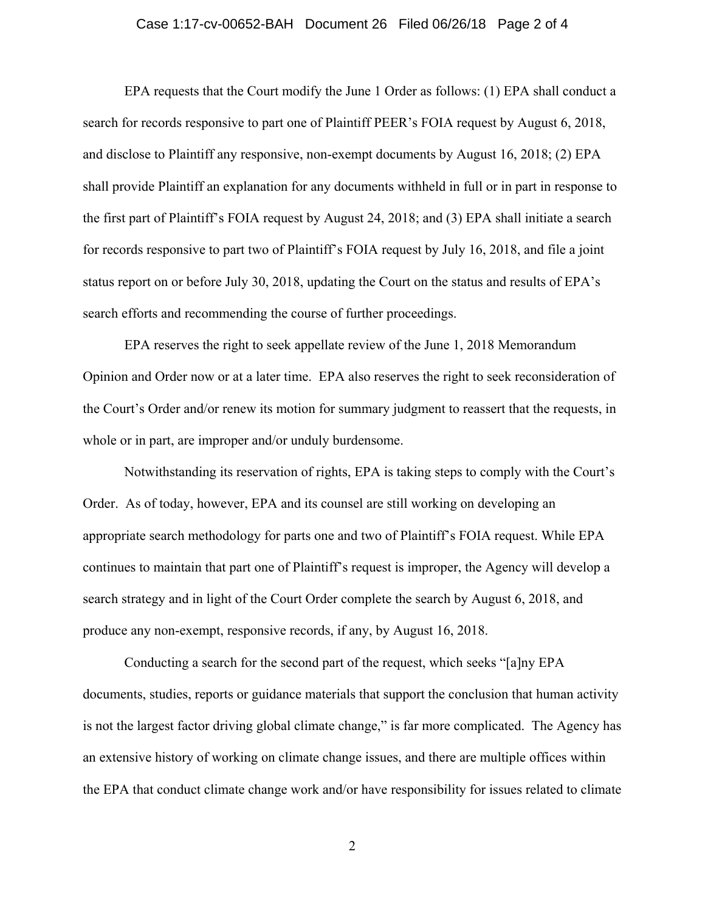EPA requests that the Court modify the June 1 Order as follows: (1) EPA shall conduct a search for records responsive to part one of Plaintiff PEER's FOIA request by August 6, 2018, and disclose to Plaintiff any responsive, non-exempt documents by August 16, 2018; (2) EPA shall provide Plaintiff an explanation for any documents withheld in full or in part in response to the first part of Plaintiff's FOIA request by August 24, 2018; and (3) EPA shall initiate a search for records responsive to part two of Plaintiff's FOIA request by July 16, 2018, and file a joint status report on or before July 30, 2018, updating the Court on the status and results of EPA's search efforts and recommending the course of further proceedings.

EPA reserves the right to seek appellate review of the June 1, 2018 Memorandum Opinion and Order now or at a later time. EPA also reserves the right to seek reconsideration of the Court's Order and/or renew its motion for summary judgment to reassert that the requests, in whole or in part, are improper and/or unduly burdensome.

Notwithstanding its reservation of rights, EPA is taking steps to comply with the Court's Order. As of today, however, EPA and its counsel are still working on developing an appropriate search methodology for parts one and two of Plaintiff's FOIA request. While EPA continues to maintain that part one of Plaintiff's request is improper, the Agency will develop a search strategy and in light of the Court Order complete the search by August 6, 2018, and produce any non-exempt, responsive records, if any, by August 16, 2018.

Conducting a search for the second part of the request, which seeks "[a]ny EPA documents, studies, reports or guidance materials that support the conclusion that human activity is not the largest factor driving global climate change," is far more complicated. The Agency has an extensive history of working on climate change issues, and there are multiple offices within the EPA that conduct climate change work and/or have responsibility for issues related to climate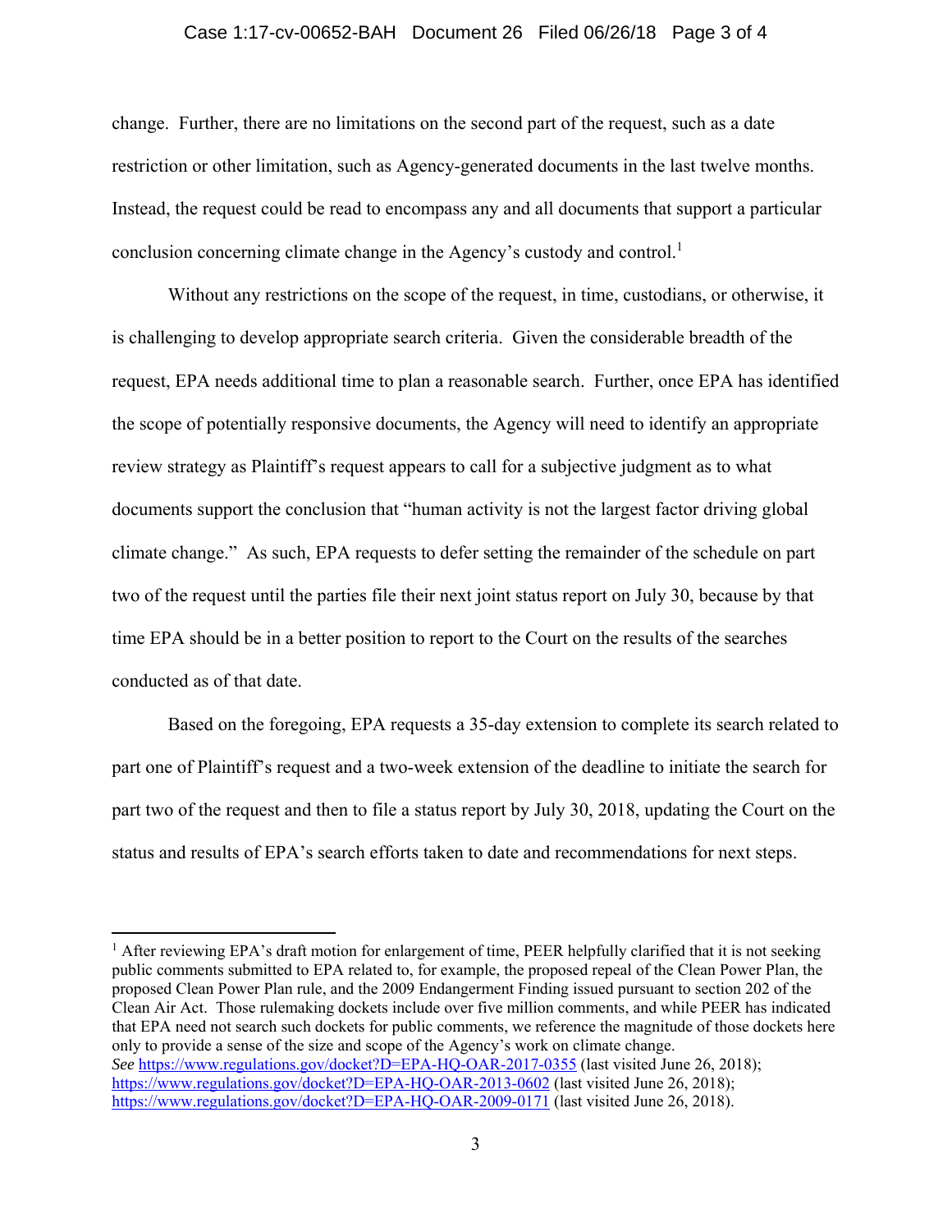change. Further, there are no limitations on the second part of the request, such as a date restriction or other limitation, such as Agency-generated documents in the last twelve months. Instead, the request could be read to encompass any and all documents that support a particular conclusion concerning climate change in the Agency's custody and control.[1]

Without any restrictions on the scope of the request, in time, custodians, or otherwise, it is challenging to develop appropriate search criteria. Given the considerable breadth of the request, EPA needs additional time to plan a reasonable search. Further, once EPA has identified the scope of potentially responsive documents, the Agency will need to identify an appropriate review strategy as Plaintiff's request appears to call for a subjective judgment as to what documents support the conclusion that "human activity is not the largest factor driving global climate change." As such, EPA requests to defer setting the remainder of the schedule on part two of the request until the parties file their next joint status report on July 30, because by that time EPA should be in a better position to report to the Court on the results of the searches conducted as of that date.

Based on the foregoing, EPA requests a 35-day extension to complete its search related to part one of Plaintiff's request and a two-week extension of the deadline to initiate the search for part two of the request and then to file a status report by July 30, 2018, updating the Court on the status and results of EPA's search efforts taken to date and recommendations for next steps.

---

[1] After reviewing EPA's draft motion for enlargement of time, PEER helpfully clarified that it is not seeking public comments submitted to EPA related to, for example, the proposed repeal of the Clean Power Plan, the proposed Clean Power Plan rule, and the 2009 Endangerment Finding issued pursuant to section 202 of the Clean Air Act. Those rulemaking dockets include over five million comments, and while PEER has indicated that EPA need not search such dockets for public comments, we reference the magnitude of those dockets here only to provide a sense of the size and scope of the Agency's work on climate change. *See* https://www.regulations.gov/docket?D=EPA-HQ-OAR-2017-0355 (last visited June 26, 2018); https://www.regulations.gov/docket?D=EPA-HQ-OAR-2013-0602 (last visited June 26, 2018); https://www.regulations.gov/docket?D=EPA-HQ-OAR-2009-0171 (last visited June 26, 2018).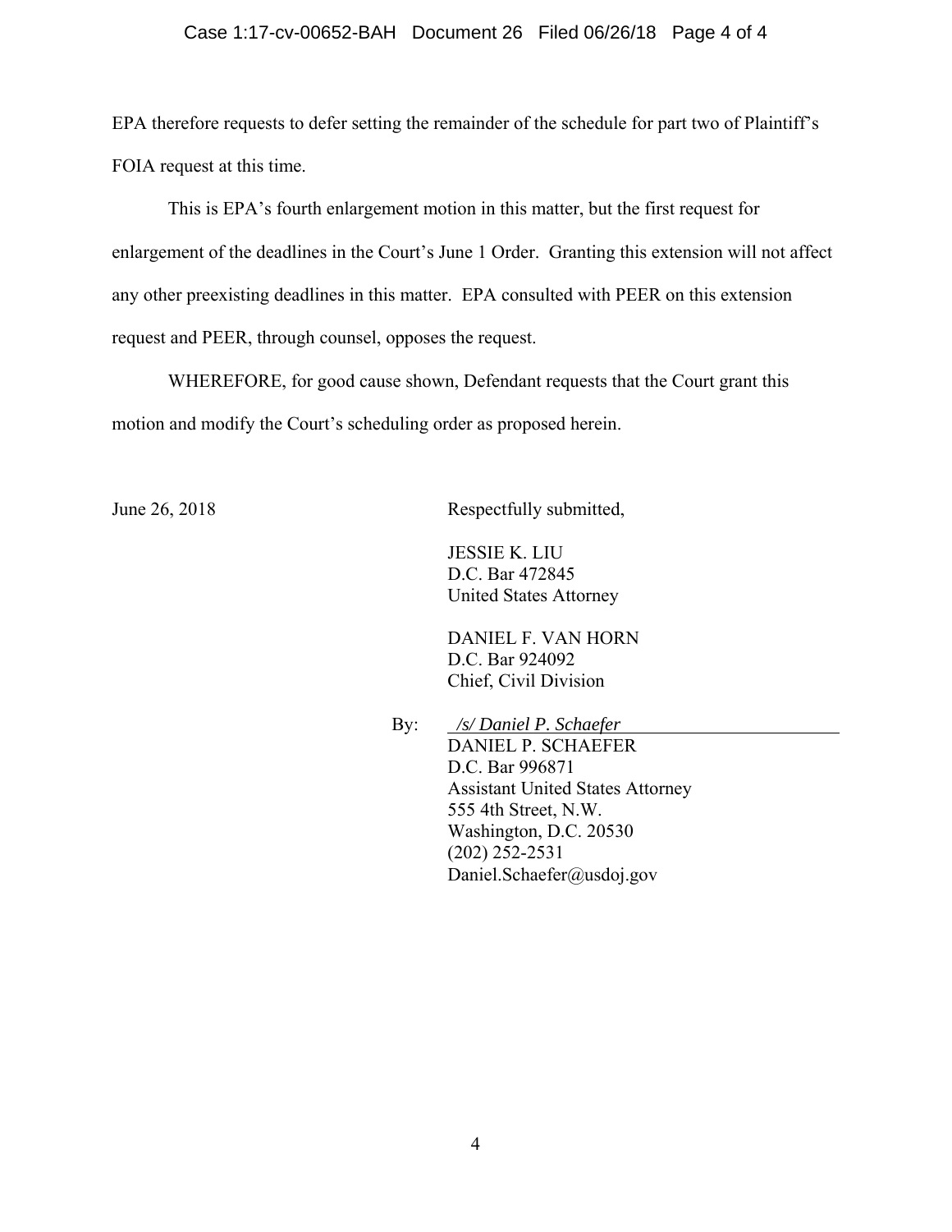EPA therefore requests to defer setting the remainder of the schedule for part two of Plaintiff's FOIA request at this time.

This is EPA's fourth enlargement motion in this matter, but the first request for enlargement of the deadlines in the Court's June 1 Order. Granting this extension will not affect any other preexisting deadlines in this matter. EPA consulted with PEER on this extension request and PEER, through counsel, opposes the request.

WHEREFORE, for good cause shown, Defendant requests that the Court grant this motion and modify the Court's scheduling order as proposed herein.

June 26, 2018

Respectfully submitted,

JESSIE K. LIU
D.C. Bar 472845
United States Attorney

DANIEL F. VAN HORN
D.C. Bar 924092
Chief, Civil Division

By: */s/ Daniel P. Schaefer*
DANIEL P. SCHAEFER
D.C. Bar 996871
Assistant United States Attorney
555 4th Street, N.W.
Washington, D.C. 20530
(202) 252-2531
Daniel.Schaefer@usdoj.gov